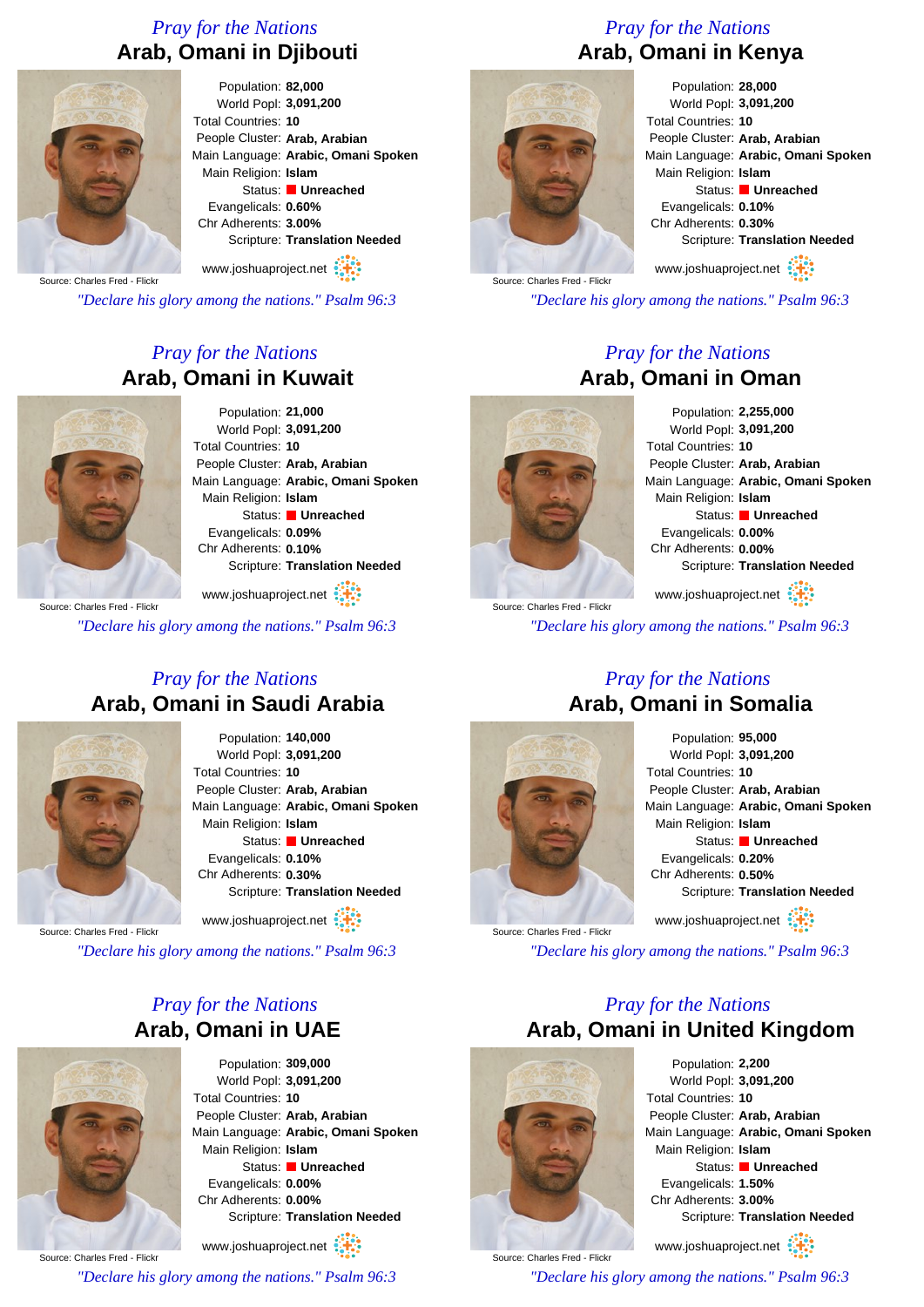*Pray for the Nations*

## Arab, Omani in Djibouti

Population: **82,000**
World Popl: **3,091,200**
Total Countries: **10**
People Cluster: **Arab, Arabian**
Main Language: **Arabic, Omani Spoken**
Main Religion: **Islam**
Status: **Unreached**
Evangelicals: **0.60%**
Chr Adherents: **3.30%**
Scripture: **Translation Needed**

www.joshuaproject.net

Source: Charles Fred - Flickr

*"Declare his glory among the nations." Psalm 96:3*

*Pray for the Nations*

## Arab, Omani in Kenya

Population: **28,000**
World Popl: **3,091,200**
Total Countries: **10**
People Cluster: **Arab, Arabian**
Main Language: **Arabic, Omani Spoken**
Main Religion: **Islam**
Status: **Unreached**
Evangelicals: **0.10%**
Chr Adherents: **0.30%**
Scripture: **Translation Needed**

www.joshuaproject.net

Source: Charles Fred - Flickr

*"Declare his glory among the nations." Psalm 96:3*

*Pray for the Nations*

## Arab, Omani in Kuwait

Population: **21,000**
World Popl: **3,091,200**
Total Countries: **10**
People Cluster: **Arab, Arabian**
Main Language: **Arabic, Omani Spoken**
Main Religion: **Islam**
Status: **Unreached**
Evangelicals: **0.09%**
Chr Adherents: **0.10%**
Scripture: **Translation Needed**

www.joshuaproject.net

Source: Charles Fred - Flickr

*"Declare his glory among the nations." Psalm 96:3*

*Pray for the Nations*

## Arab, Omani in Oman

Population: **2,255,000**
World Popl: **3,091,200**
Total Countries: **10**
People Cluster: **Arab, Arabian**
Main Language: **Arabic, Omani Spoken**
Main Religion: **Islam**
Status: **Unreached**
Evangelicals: **0.00%**
Chr Adherents: **0.00%**
Scripture: **Translation Needed**

www.joshuaproject.net

Source: Charles Fred - Flickr

*"Declare his glory among the nations." Psalm 96:3*

*Pray for the Nations*

## Arab, Omani in Saudi Arabia

Population: **140,000**
World Popl: **3,091,200**
Total Countries: **10**
People Cluster: **Arab, Arabian**
Main Language: **Arabic, Omani Spoken**
Main Religion: **Islam**
Status: **Unreached**
Evangelicals: **0.10%**
Chr Adherents: **0.30%**
Scripture: **Translation Needed**

www.joshuaproject.net

Source: Charles Fred - Flickr

*"Declare his glory among the nations." Psalm 96:3*

*Pray for the Nations*

## Arab, Omani in Somalia

Population: **95,000**
World Popl: **3,091,200**
Total Countries: **10**
People Cluster: **Arab, Arabian**
Main Language: **Arabic, Omani Spoken**
Main Religion: **Islam**
Status: **Unreached**
Evangelicals: **0.20%**
Chr Adherents: **0.50%**
Scripture: **Translation Needed**

www.joshuaproject.net

Source: Charles Fred - Flickr

*"Declare his glory among the nations." Psalm 96:3*

*Pray for the Nations*

## Arab, Omani in UAE

Population: **309,000**
World Popl: **3,091,200**
Total Countries: **10**
People Cluster: **Arab, Arabian**
Main Language: **Arabic, Omani Spoken**
Main Religion: **Islam**
Status: **Unreached**
Evangelicals: **0.00%**
Chr Adherents: **0.00%**
Scripture: **Translation Needed**

www.joshuaproject.net

Source: Charles Fred - Flickr

*"Declare his glory among the nations." Psalm 96:3*

*Pray for the Nations*

## Arab, Omani in United Kingdom

Population: **2,200**
World Popl: **3,091,200**
Total Countries: **10**
People Cluster: **Arab, Arabian**
Main Language: **Arabic, Omani Spoken**
Main Religion: **Islam**
Status: **Unreached**
Evangelicals: **1.50%**
Chr Adherents: **3.00%**
Scripture: **Translation Needed**

www.joshuaproject.net

Source: Charles Fred - Flickr

*"Declare his glory among the nations." Psalm 96:3*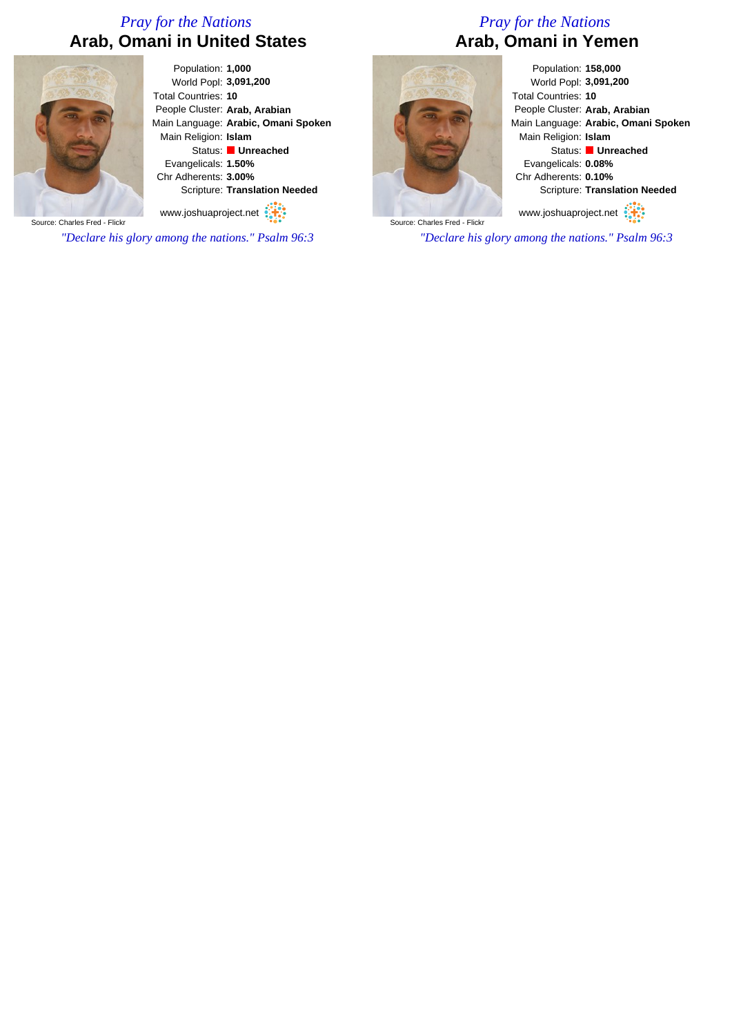*Pray for the Nations*

## Arab, Omani in United States

Source: Charles Fred - Flickr

Population: **1,000**
World Popl: **3,091,200**
Total Countries: **10**
People Cluster: **Arab, Arabian**
Main Language: **Arabic, Omani Spoken**
Main Religion: **Islam**
Status: **Unreached**
Evangelicals: **1.50%**
Chr Adherents: **3.00%**
Scripture: **Translation Needed**

www.joshuaproject.net

*"Declare his glory among the nations." Psalm 96:3*

*Pray for the Nations*

## Arab, Omani in Yemen

Source: Charles Fred - Flickr

Population: **158,000**
World Popl: **3,091,200**
Total Countries: **10**
People Cluster: **Arab, Arabian**
Main Language: **Arabic, Omani Spoken**
Main Religion: **Islam**
Status: **Unreached**
Evangelicals: **0.08%**
Chr Adherents: **0.10%**
Scripture: **Translation Needed**

www.joshuaproject.net

*"Declare his glory among the nations." Psalm 96:3*